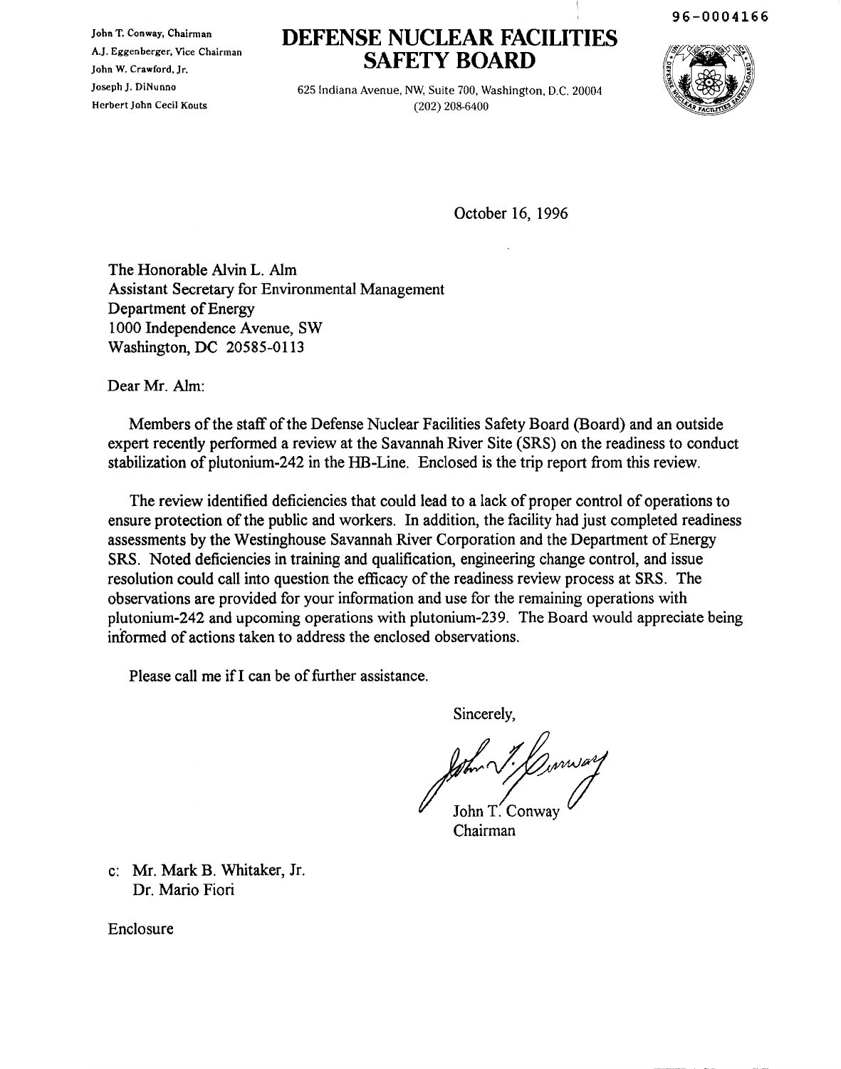96-0004166

John T. Conway, Chairman
A.J. Eggenberger, Vice Chairman
John W. Crawford, Jr.
Joseph J. DiNunno
Herbert John Cecil Kouts

# DEFENSE NUCLEAR FACILITIES SAFETY BOARD

625 Indiana Avenue, NW, Suite 700, Washington, D.C. 20004
(202) 208-6400

October 16, 1996

The Honorable Alvin L. Alm
Assistant Secretary for Environmental Management
Department of Energy
1000 Independence Avenue, SW
Washington, DC 20585-0113

Dear Mr. Alm:

Members of the staff of the Defense Nuclear Facilities Safety Board (Board) and an outside expert recently performed a review at the Savannah River Site (SRS) on the readiness to conduct stabilization of plutonium-242 in the HB-Line. Enclosed is the trip report from this review.

The review identified deficiencies that could lead to a lack of proper control of operations to ensure protection of the public and workers. In addition, the facility had just completed readiness assessments by the Westinghouse Savannah River Corporation and the Department of Energy SRS. Noted deficiencies in training and qualification, engineering change control, and issue resolution could call into question the efficacy of the readiness review process at SRS. The observations are provided for your information and use for the remaining operations with plutonium-242 and upcoming operations with plutonium-239. The Board would appreciate being informed of actions taken to address the enclosed observations.

Please call me if I can be of further assistance.

Sincerely,

John T. Conway
Chairman

c: Mr. Mark B. Whitaker, Jr.
Dr. Mario Fiori

Enclosure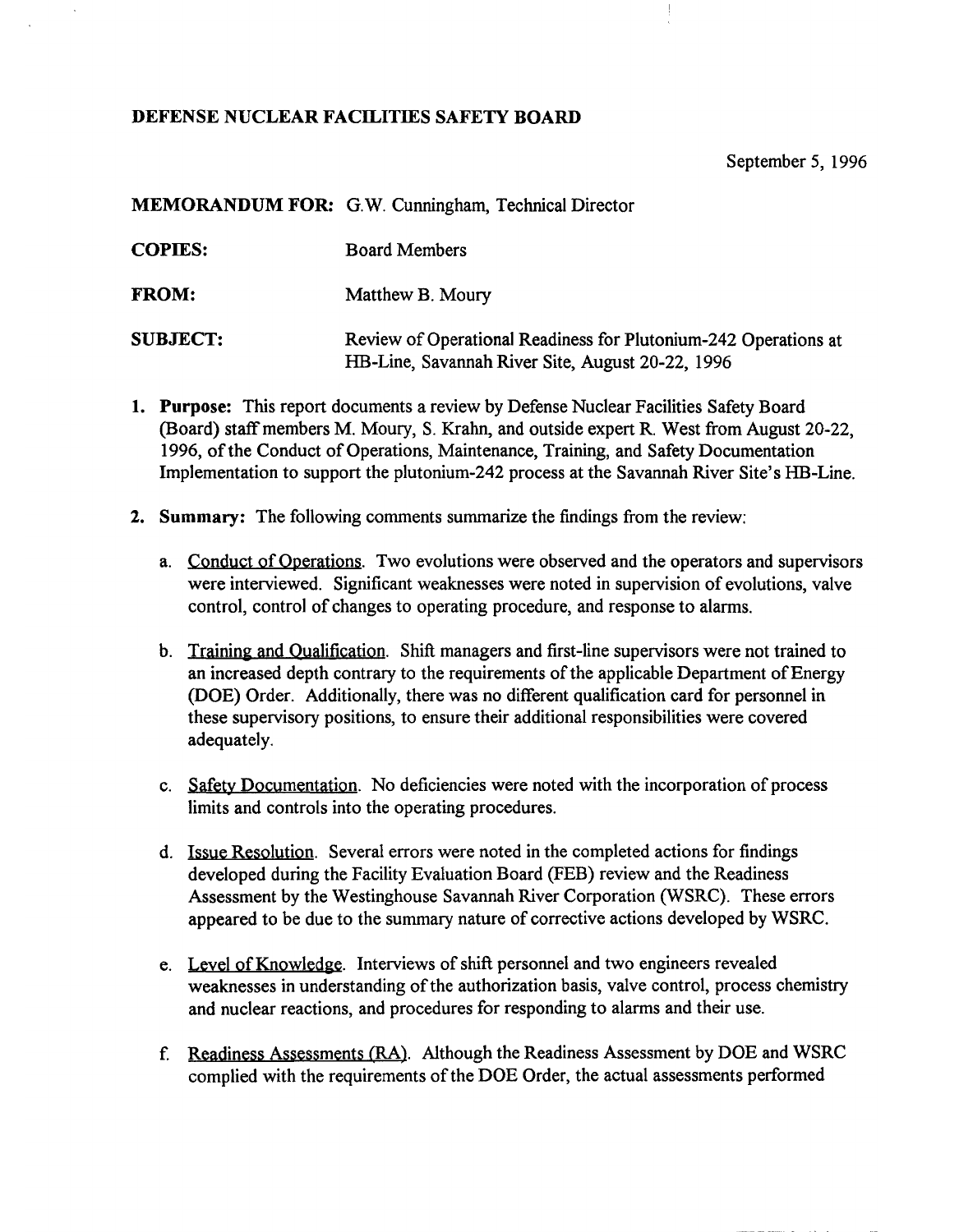**DEFENSE NUCLEAR FACILITIES SAFETY BOARD**

September 5, 1996

**MEMORANDUM FOR:** G.W. Cunningham, Technical Director

**COPIES:** Board Members

**FROM:** Matthew B. Moury

**SUBJECT:** Review of Operational Readiness for Plutonium-242 Operations at HB-Line, Savannah River Site, August 20-22, 1996

1. **Purpose:** This report documents a review by Defense Nuclear Facilities Safety Board (Board) staff members M. Moury, S. Krahn, and outside expert R. West from August 20-22, 1996, of the Conduct of Operations, Maintenance, Training, and Safety Documentation Implementation to support the plutonium-242 process at the Savannah River Site's HB-Line.

2. **Summary:** The following comments summarize the findings from the review:

   a. Conduct of Operations. Two evolutions were observed and the operators and supervisors were interviewed. Significant weaknesses were noted in supervision of evolutions, valve control, control of changes to operating procedure, and response to alarms.

   b. Training and Qualification. Shift managers and first-line supervisors were not trained to an increased depth contrary to the requirements of the applicable Department of Energy (DOE) Order. Additionally, there was no different qualification card for personnel in these supervisory positions, to ensure their additional responsibilities were covered adequately.

   c. Safety Documentation. No deficiencies were noted with the incorporation of process limits and controls into the operating procedures.

   d. Issue Resolution. Several errors were noted in the completed actions for findings developed during the Facility Evaluation Board (FEB) review and the Readiness Assessment by the Westinghouse Savannah River Corporation (WSRC). These errors appeared to be due to the summary nature of corrective actions developed by WSRC.

   e. Level of Knowledge. Interviews of shift personnel and two engineers revealed weaknesses in understanding of the authorization basis, valve control, process chemistry and nuclear reactions, and procedures for responding to alarms and their use.

   f. Readiness Assessments (RA). Although the Readiness Assessment by DOE and WSRC complied with the requirements of the DOE Order, the actual assessments performed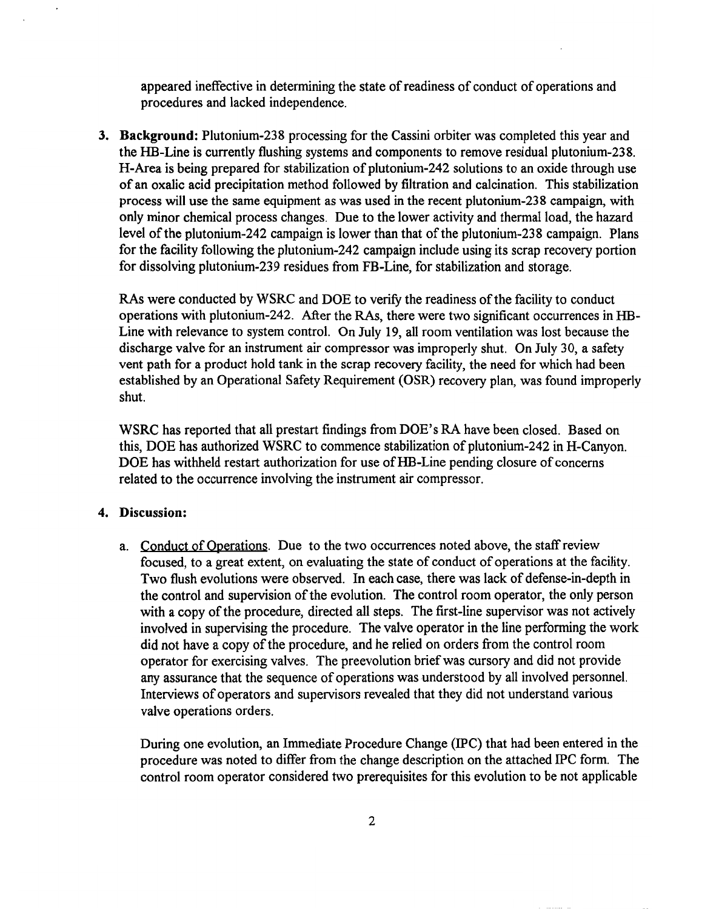appeared ineffective in determining the state of readiness of conduct of operations and procedures and lacked independence.

3. **Background:** Plutonium-238 processing for the Cassini orbiter was completed this year and the HB-Line is currently flushing systems and components to remove residual plutonium-238. H-Area is being prepared for stabilization of plutonium-242 solutions to an oxide through use of an oxalic acid precipitation method followed by filtration and calcination. This stabilization process will use the same equipment as was used in the recent plutonium-238 campaign, with only minor chemical process changes. Due to the lower activity and thermal load, the hazard level of the plutonium-242 campaign is lower than that of the plutonium-238 campaign. Plans for the facility following the plutonium-242 campaign include using its scrap recovery portion for dissolving plutonium-239 residues from FB-Line, for stabilization and storage.

   RAs were conducted by WSRC and DOE to verify the readiness of the facility to conduct operations with plutonium-242. After the RAs, there were two significant occurrences in HB-Line with relevance to system control. On July 19, all room ventilation was lost because the discharge valve for an instrument air compressor was improperly shut. On July 30, a safety vent path for a product hold tank in the scrap recovery facility, the need for which had been established by an Operational Safety Requirement (OSR) recovery plan, was found improperly shut.

   WSRC has reported that all prestart findings from DOE's RA have been closed. Based on this, DOE has authorized WSRC to commence stabilization of plutonium-242 in H-Canyon. DOE has withheld restart authorization for use of HB-Line pending closure of concerns related to the occurrence involving the instrument air compressor.

4. **Discussion:**

   a. Conduct of Operations. Due to the two occurrences noted above, the staff review focused, to a great extent, on evaluating the state of conduct of operations at the facility. Two flush evolutions were observed. In each case, there was lack of defense-in-depth in the control and supervision of the evolution. The control room operator, the only person with a copy of the procedure, directed all steps. The first-line supervisor was not actively involved in supervising the procedure. The valve operator in the line performing the work did not have a copy of the procedure, and he relied on orders from the control room operator for exercising valves. The preevolution brief was cursory and did not provide any assurance that the sequence of operations was understood by all involved personnel. Interviews of operators and supervisors revealed that they did not understand various valve operations orders.

      During one evolution, an Immediate Procedure Change (IPC) that had been entered in the procedure was noted to differ from the change description on the attached IPC form. The control room operator considered two prerequisites for this evolution to be not applicable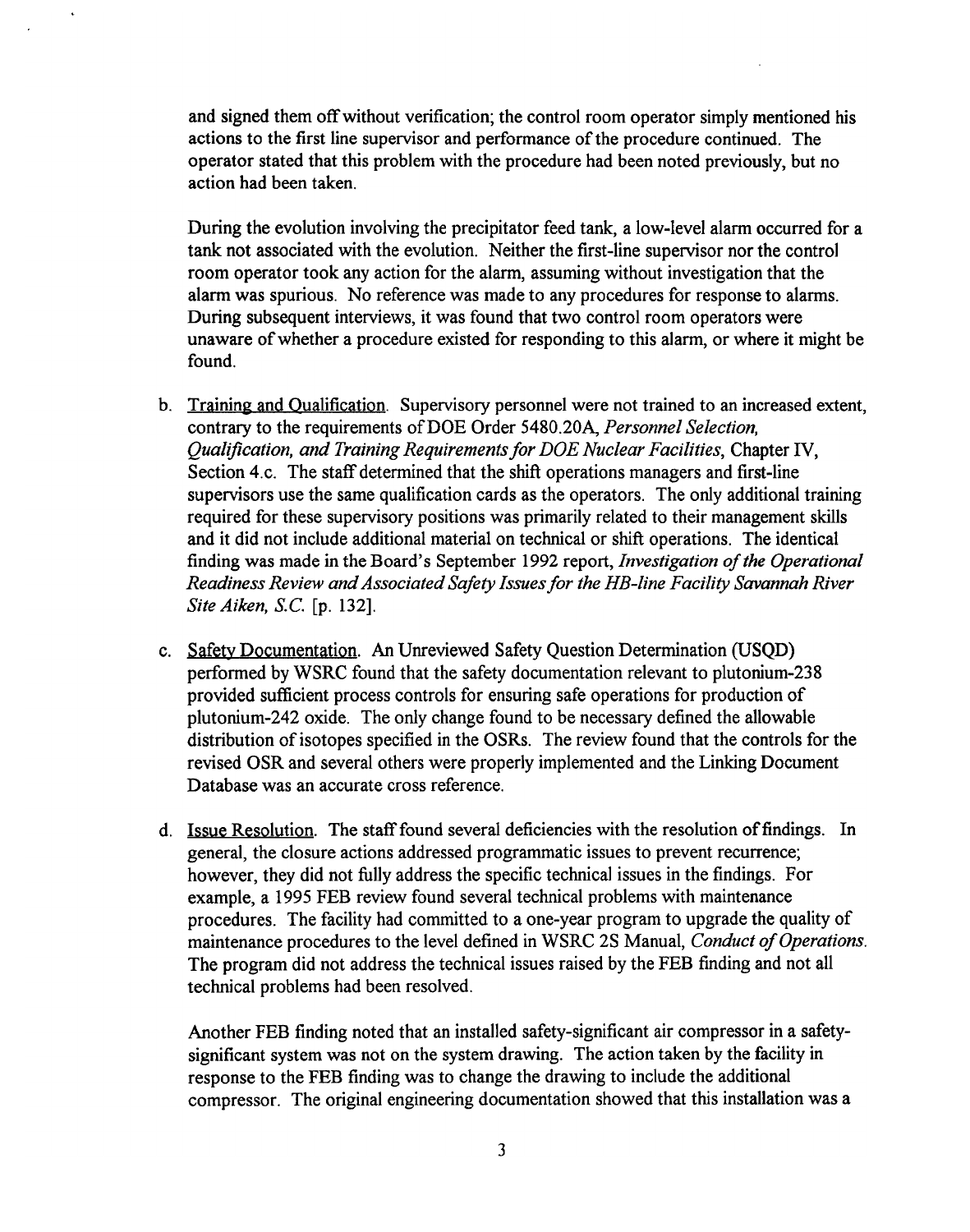and signed them off without verification; the control room operator simply mentioned his actions to the first line supervisor and performance of the procedure continued. The operator stated that this problem with the procedure had been noted previously, but no action had been taken.

During the evolution involving the precipitator feed tank, a low-level alarm occurred for a tank not associated with the evolution. Neither the first-line supervisor nor the control room operator took any action for the alarm, assuming without investigation that the alarm was spurious. No reference was made to any procedures for response to alarms. During subsequent interviews, it was found that two control room operators were unaware of whether a procedure existed for responding to this alarm, or where it might be found.

b. Training and Qualification. Supervisory personnel were not trained to an increased extent, contrary to the requirements of DOE Order 5480.20A, *Personnel Selection, Qualification, and Training Requirements for DOE Nuclear Facilities*, Chapter IV, Section 4.c. The staff determined that the shift operations managers and first-line supervisors use the same qualification cards as the operators. The only additional training required for these supervisory positions was primarily related to their management skills and it did not include additional material on technical or shift operations. The identical finding was made in the Board's September 1992 report, *Investigation of the Operational Readiness Review and Associated Safety Issues for the HB-line Facility Savannah River Site Aiken, S.C.* [p. 132].

c. Safety Documentation. An Unreviewed Safety Question Determination (USQD) performed by WSRC found that the safety documentation relevant to plutonium-238 provided sufficient process controls for ensuring safe operations for production of plutonium-242 oxide. The only change found to be necessary defined the allowable distribution of isotopes specified in the OSRs. The review found that the controls for the revised OSR and several others were properly implemented and the Linking Document Database was an accurate cross reference.

d. Issue Resolution. The staff found several deficiencies with the resolution of findings. In general, the closure actions addressed programmatic issues to prevent recurrence; however, they did not fully address the specific technical issues in the findings. For example, a 1995 FEB review found several technical problems with maintenance procedures. The facility had committed to a one-year program to upgrade the quality of maintenance procedures to the level defined in WSRC 2S Manual, *Conduct of Operations*. The program did not address the technical issues raised by the FEB finding and not all technical problems had been resolved.

Another FEB finding noted that an installed safety-significant air compressor in a safety-significant system was not on the system drawing. The action taken by the facility in response to the FEB finding was to change the drawing to include the additional compressor. The original engineering documentation showed that this installation was a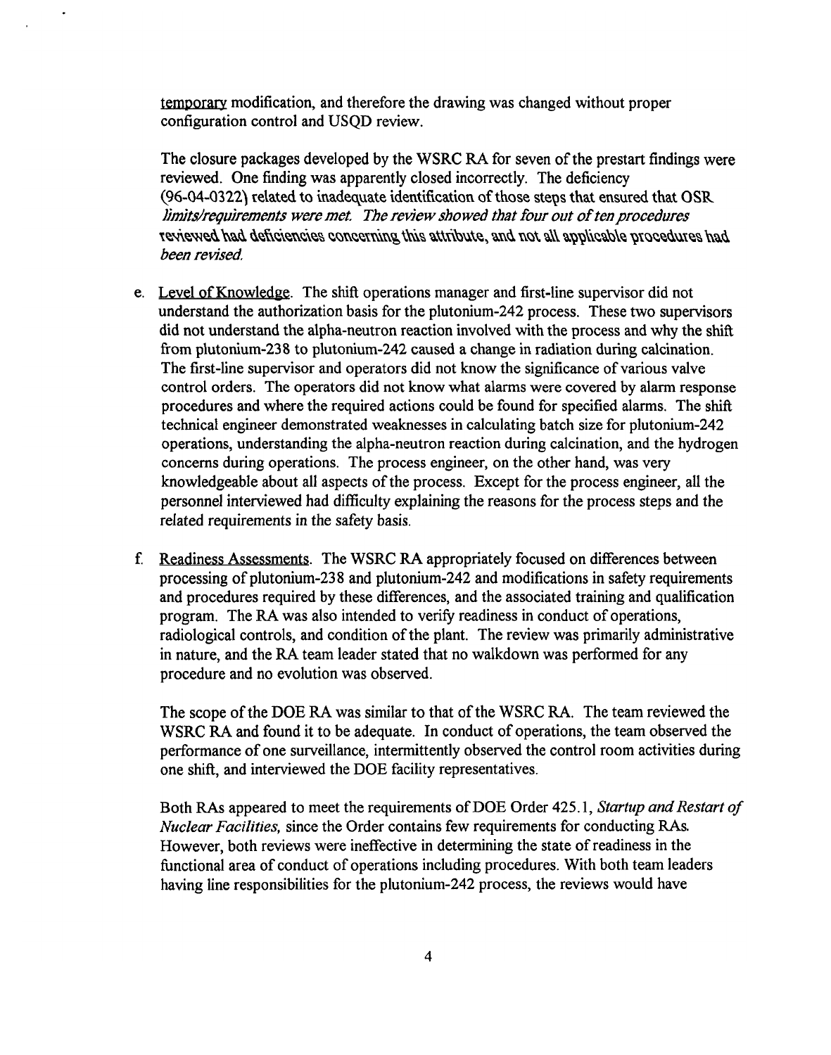temporary modification, and therefore the drawing was changed without proper configuration control and USQD review.

The closure packages developed by the WSRC RA for seven of the prestart findings were reviewed. One finding was apparently closed incorrectly. The deficiency (96-04-0322) related to inadequate identification of those steps that ensured that OSR *limits/requirements were met. The review showed that four out of ten procedures reviewed had deficiencies concerning this attribute, and not all applicable procedures had been revised.*

e. Level of Knowledge. The shift operations manager and first-line supervisor did not understand the authorization basis for the plutonium-242 process. These two supervisors did not understand the alpha-neutron reaction involved with the process and why the shift from plutonium-238 to plutonium-242 caused a change in radiation during calcination. The first-line supervisor and operators did not know the significance of various valve control orders. The operators did not know what alarms were covered by alarm response procedures and where the required actions could be found for specified alarms. The shift technical engineer demonstrated weaknesses in calculating batch size for plutonium-242 operations, understanding the alpha-neutron reaction during calcination, and the hydrogen concerns during operations. The process engineer, on the other hand, was very knowledgeable about all aspects of the process. Except for the process engineer, all the personnel interviewed had difficulty explaining the reasons for the process steps and the related requirements in the safety basis.

f. Readiness Assessments. The WSRC RA appropriately focused on differences between processing of plutonium-238 and plutonium-242 and modifications in safety requirements and procedures required by these differences, and the associated training and qualification program. The RA was also intended to verify readiness in conduct of operations, radiological controls, and condition of the plant. The review was primarily administrative in nature, and the RA team leader stated that no walkdown was performed for any procedure and no evolution was observed.

The scope of the DOE RA was similar to that of the WSRC RA. The team reviewed the WSRC RA and found it to be adequate. In conduct of operations, the team observed the performance of one surveillance, intermittently observed the control room activities during one shift, and interviewed the DOE facility representatives.

Both RAs appeared to meet the requirements of DOE Order 425.1, *Startup and Restart of Nuclear Facilities,* since the Order contains few requirements for conducting RAs. However, both reviews were ineffective in determining the state of readiness in the functional area of conduct of operations including procedures. With both team leaders having line responsibilities for the plutonium-242 process, the reviews would have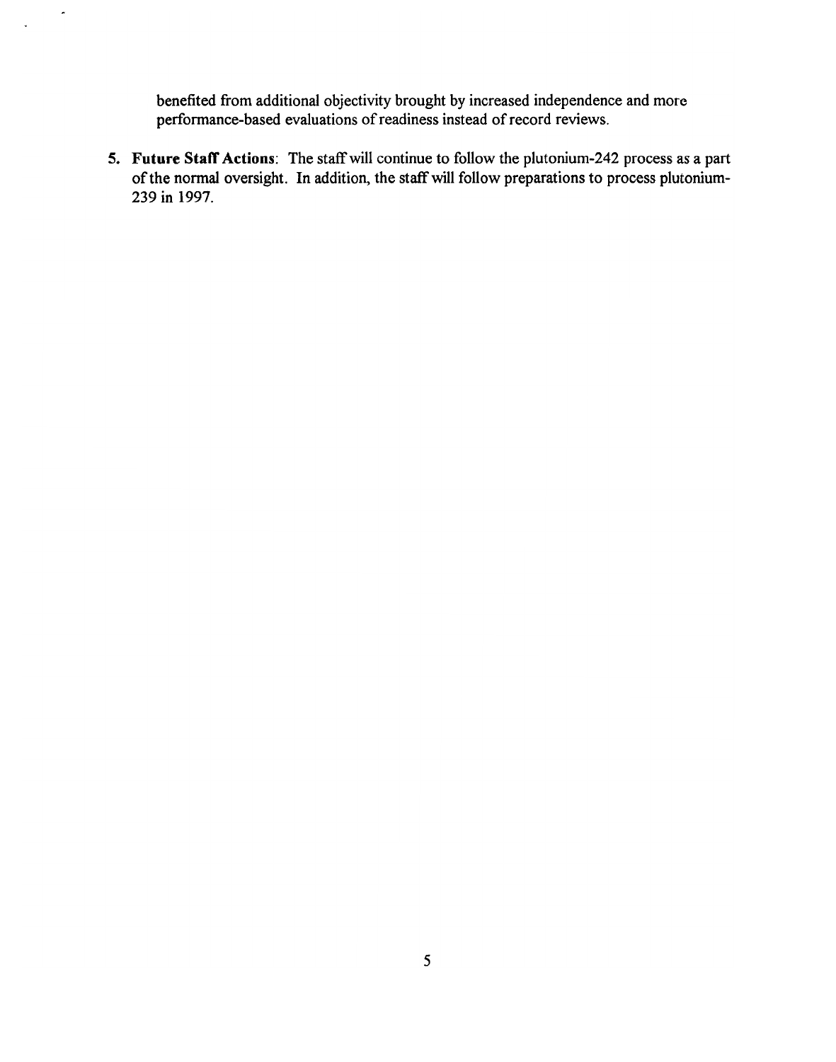benefited from additional objectivity brought by increased independence and more performance-based evaluations of readiness instead of record reviews.

5. **Future Staff Actions**: The staff will continue to follow the plutonium-242 process as a part of the normal oversight. In addition, the staff will follow preparations to process plutonium-239 in 1997.